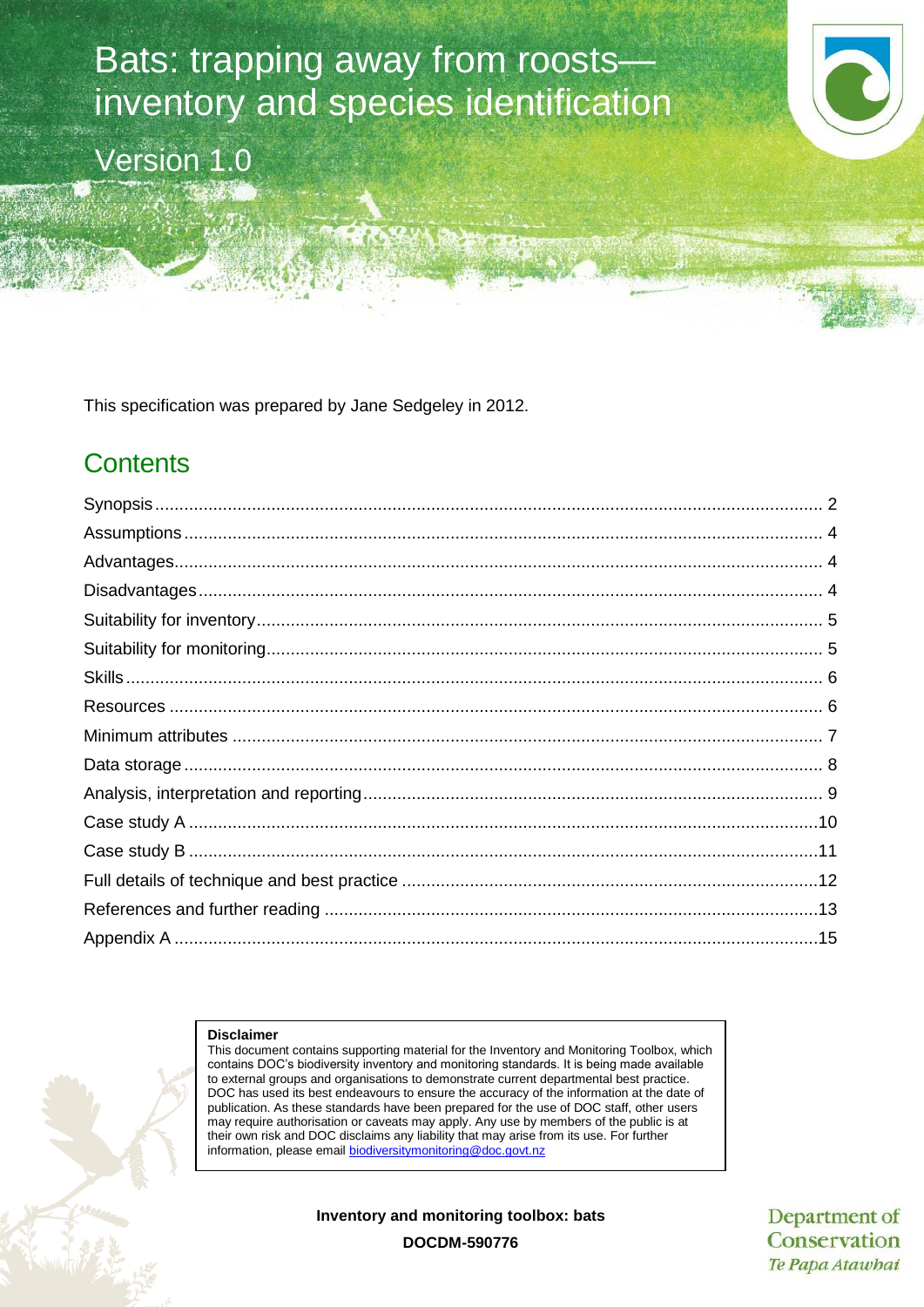# Bats: trapping away from roosts—inventory and species identification

Version 1.0

This specification was prepared by Jane Sedgeley in 2012.

## Contents

| | |
|---|---|
| Synopsis | 2 |
| Assumptions | 4 |
| Advantages | 4 |
| Disadvantages | 4 |
| Suitability for inventory | 5 |
| Suitability for monitoring | 5 |
| Skills | 6 |
| Resources | 6 |
| Minimum attributes | 7 |
| Data storage | 8 |
| Analysis, interpretation and reporting | 9 |
| Case study A | 10 |
| Case study B | 11 |
| Full details of technique and best practice | 12 |
| References and further reading | 13 |
| Appendix A | 15 |

**Disclaimer**

This document contains supporting material for the Inventory and Monitoring Toolbox, which contains DOC's biodiversity inventory and monitoring standards. It is being made available to external groups and organisations to demonstrate current departmental best practice. DOC has used its best endeavours to ensure the accuracy of the information at the date of publication. As these standards have been prepared for the use of DOC staff, other users may require authorisation or caveats may apply. Any use by members of the public is at their own risk and DOC disclaims any liability that may arise from its use. For further information, please email biodiversitymonitoring@doc.govt.nz

**Inventory and monitoring toolbox: bats**

**DOCDM-590776**

Department of Conservation
*Te Papa Atawhai*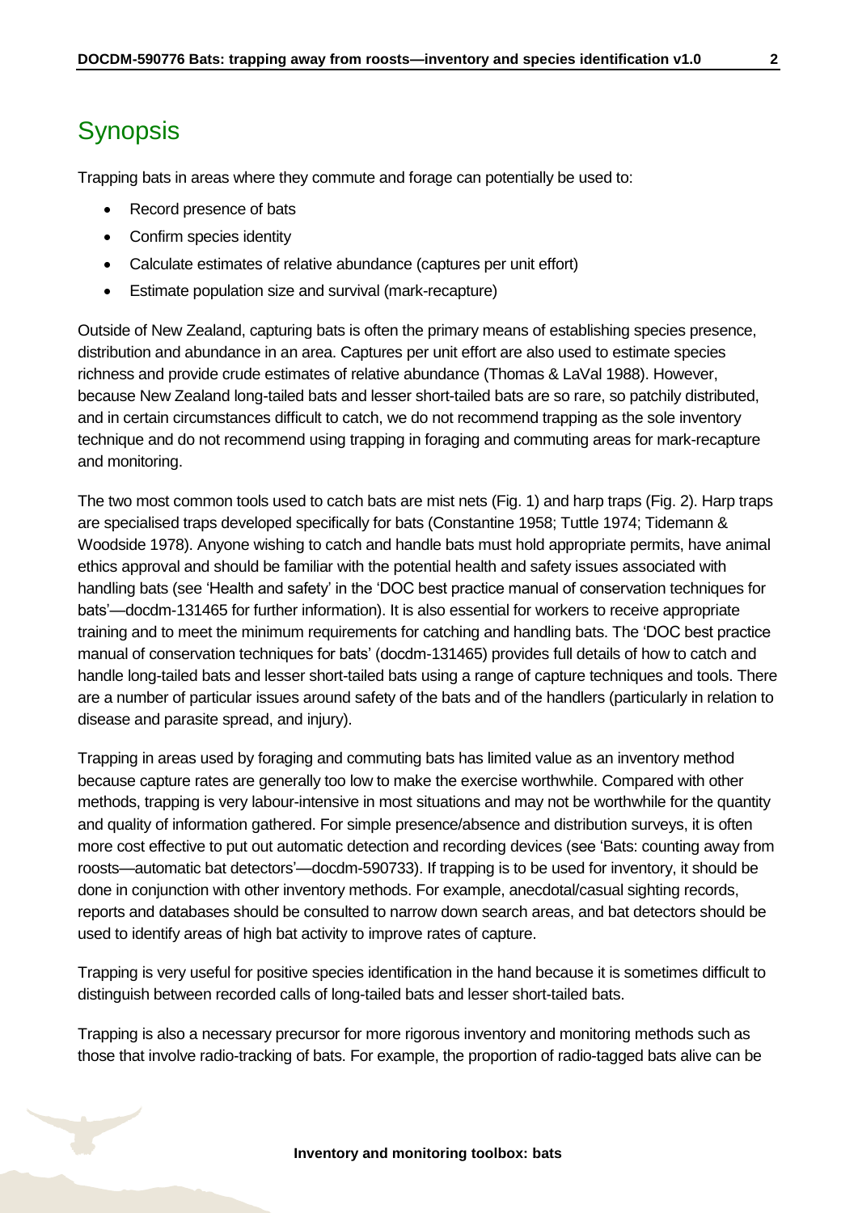# Synopsis

Trapping bats in areas where they commute and forage can potentially be used to:

- Record presence of bats
- Confirm species identity
- Calculate estimates of relative abundance (captures per unit effort)
- Estimate population size and survival (mark-recapture)

Outside of New Zealand, capturing bats is often the primary means of establishing species presence, distribution and abundance in an area. Captures per unit effort are also used to estimate species richness and provide crude estimates of relative abundance (Thomas & LaVal 1988). However, because New Zealand long-tailed bats and lesser short-tailed bats are so rare, so patchily distributed, and in certain circumstances difficult to catch, we do not recommend trapping as the sole inventory technique and do not recommend using trapping in foraging and commuting areas for mark-recapture and monitoring.

The two most common tools used to catch bats are mist nets (Fig. 1) and harp traps (Fig. 2). Harp traps are specialised traps developed specifically for bats (Constantine 1958; Tuttle 1974; Tidemann & Woodside 1978). Anyone wishing to catch and handle bats must hold appropriate permits, have animal ethics approval and should be familiar with the potential health and safety issues associated with handling bats (see 'Health and safety' in the 'DOC best practice manual of conservation techniques for bats'—docdm-131465 for further information). It is also essential for workers to receive appropriate training and to meet the minimum requirements for catching and handling bats. The 'DOC best practice manual of conservation techniques for bats' (docdm-131465) provides full details of how to catch and handle long-tailed bats and lesser short-tailed bats using a range of capture techniques and tools. There are a number of particular issues around safety of the bats and of the handlers (particularly in relation to disease and parasite spread, and injury).

Trapping in areas used by foraging and commuting bats has limited value as an inventory method because capture rates are generally too low to make the exercise worthwhile. Compared with other methods, trapping is very labour-intensive in most situations and may not be worthwhile for the quantity and quality of information gathered. For simple presence/absence and distribution surveys, it is often more cost effective to put out automatic detection and recording devices (see 'Bats: counting away from roosts—automatic bat detectors'—docdm-590733). If trapping is to be used for inventory, it should be done in conjunction with other inventory methods. For example, anecdotal/casual sighting records, reports and databases should be consulted to narrow down search areas, and bat detectors should be used to identify areas of high bat activity to improve rates of capture.

Trapping is very useful for positive species identification in the hand because it is sometimes difficult to distinguish between recorded calls of long-tailed bats and lesser short-tailed bats.

Trapping is also a necessary precursor for more rigorous inventory and monitoring methods such as those that involve radio-tracking of bats. For example, the proportion of radio-tagged bats alive can be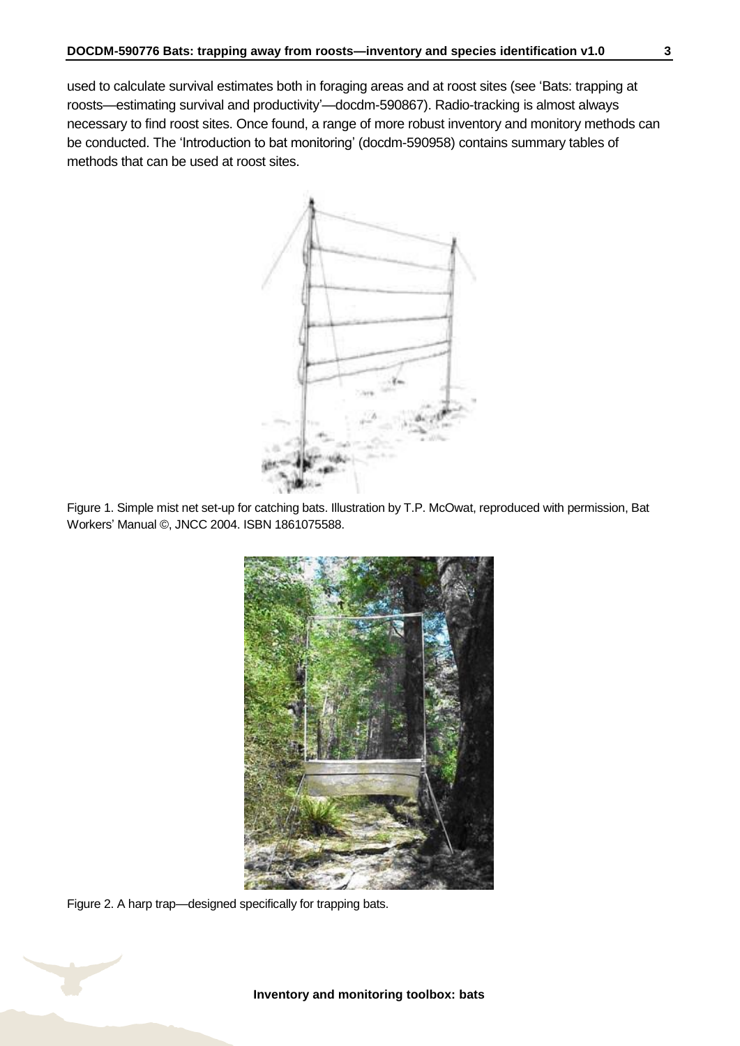used to calculate survival estimates both in foraging areas and at roost sites (see 'Bats: trapping at roosts—estimating survival and productivity'—docdm-590867). Radio-tracking is almost always necessary to find roost sites. Once found, a range of more robust inventory and monitory methods can be conducted. The 'Introduction to bat monitoring' (docdm-590958) contains summary tables of methods that can be used at roost sites.

Figure 1. Simple mist net set-up for catching bats. Illustration by T.P. McOwat, reproduced with permission, Bat Workers' Manual ©, JNCC 2004. ISBN 1861075588.

Figure 2. A harp trap—designed specifically for trapping bats.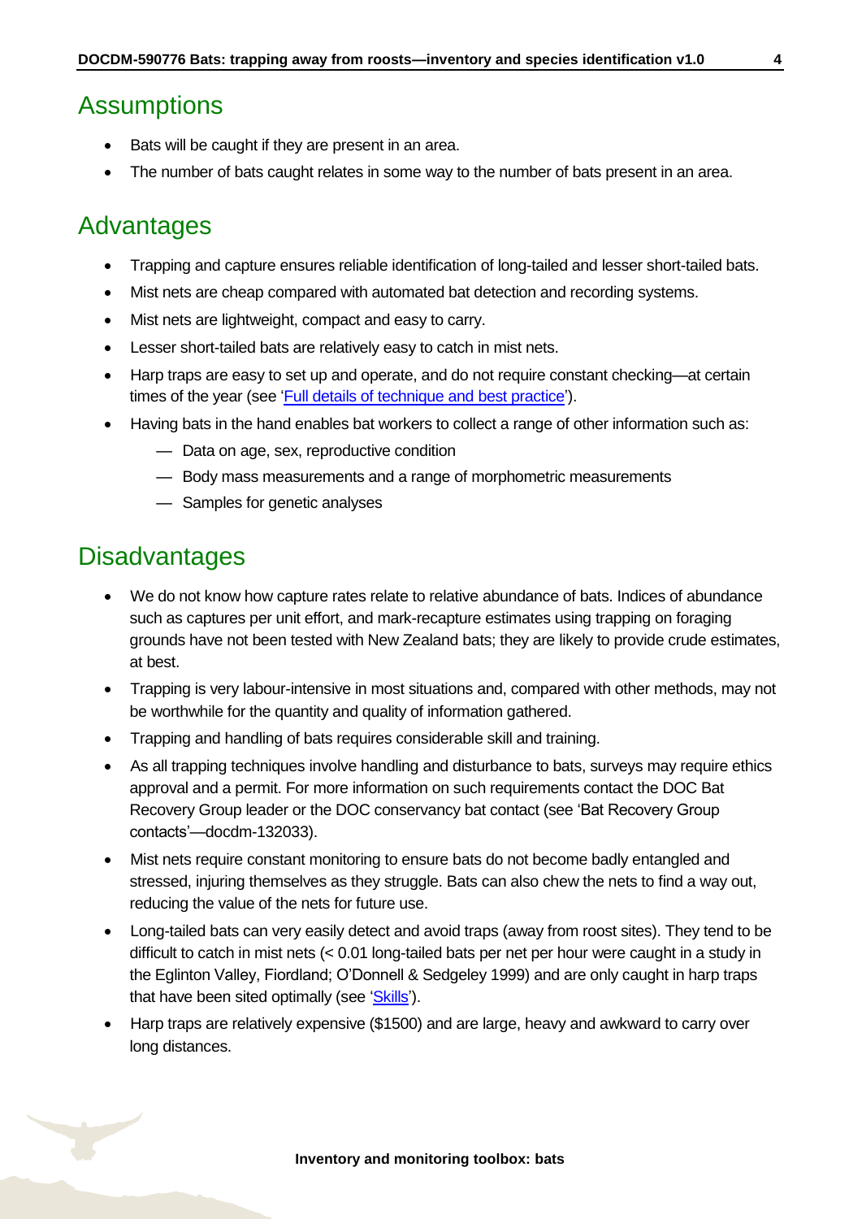## Assumptions

- Bats will be caught if they are present in an area.
- The number of bats caught relates in some way to the number of bats present in an area.

## Advantages

- Trapping and capture ensures reliable identification of long-tailed and lesser short-tailed bats.
- Mist nets are cheap compared with automated bat detection and recording systems.
- Mist nets are lightweight, compact and easy to carry.
- Lesser short-tailed bats are relatively easy to catch in mist nets.
- Harp traps are easy to set up and operate, and do not require constant checking—at certain times of the year (see 'Full details of technique and best practice').
- Having bats in the hand enables bat workers to collect a range of other information such as:
  - Data on age, sex, reproductive condition
  - Body mass measurements and a range of morphometric measurements
  - Samples for genetic analyses

## Disadvantages

- We do not know how capture rates relate to relative abundance of bats. Indices of abundance such as captures per unit effort, and mark-recapture estimates using trapping on foraging grounds have not been tested with New Zealand bats; they are likely to provide crude estimates, at best.
- Trapping is very labour-intensive in most situations and, compared with other methods, may not be worthwhile for the quantity and quality of information gathered.
- Trapping and handling of bats requires considerable skill and training.
- As all trapping techniques involve handling and disturbance to bats, surveys may require ethics approval and a permit. For more information on such requirements contact the DOC Bat Recovery Group leader or the DOC conservancy bat contact (see 'Bat Recovery Group contacts'—docdm-132033).
- Mist nets require constant monitoring to ensure bats do not become badly entangled and stressed, injuring themselves as they struggle. Bats can also chew the nets to find a way out, reducing the value of the nets for future use.
- Long-tailed bats can very easily detect and avoid traps (away from roost sites). They tend to be difficult to catch in mist nets (< 0.01 long-tailed bats per net per hour were caught in a study in the Eglinton Valley, Fiordland; O'Donnell & Sedgeley 1999) and are only caught in harp traps that have been sited optimally (see 'Skills').
- Harp traps are relatively expensive ($1500) and are large, heavy and awkward to carry over long distances.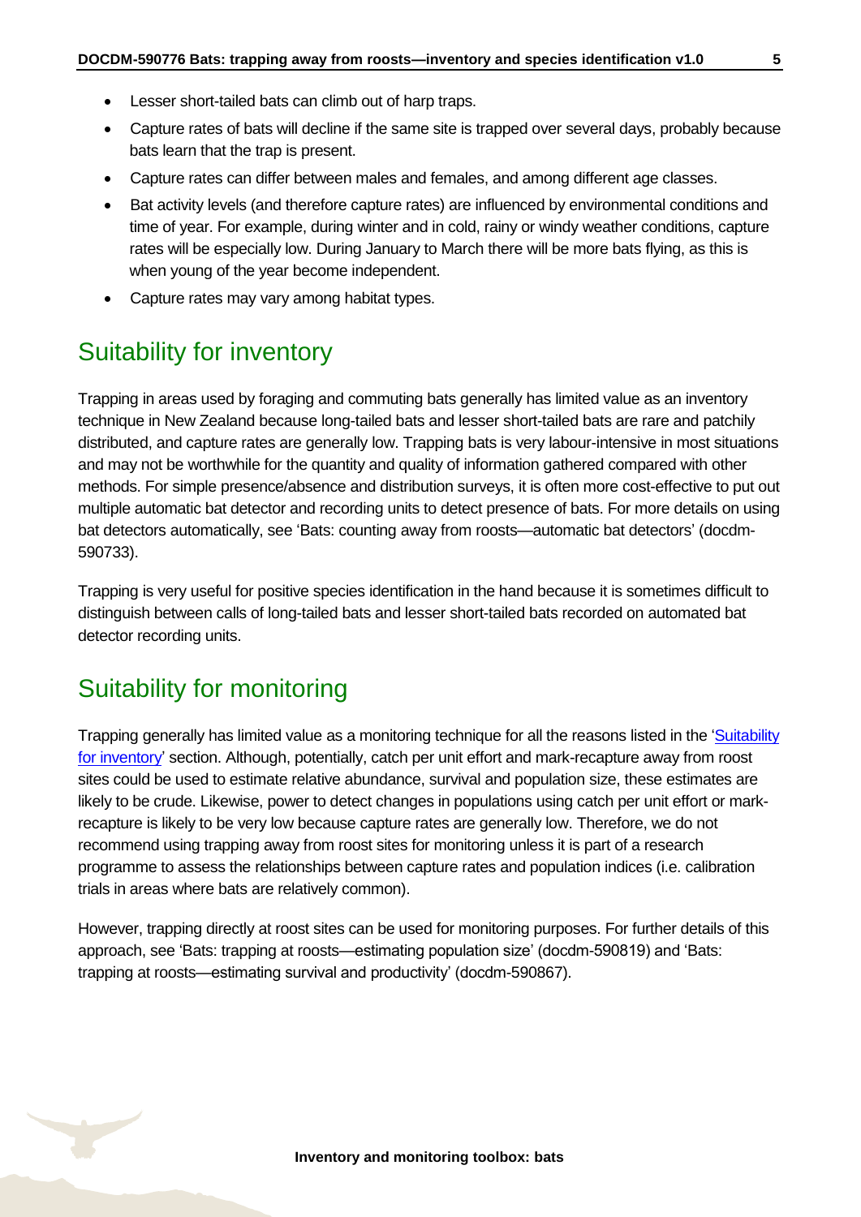- Lesser short-tailed bats can climb out of harp traps.
- Capture rates of bats will decline if the same site is trapped over several days, probably because bats learn that the trap is present.
- Capture rates can differ between males and females, and among different age classes.
- Bat activity levels (and therefore capture rates) are influenced by environmental conditions and time of year. For example, during winter and in cold, rainy or windy weather conditions, capture rates will be especially low. During January to March there will be more bats flying, as this is when young of the year become independent.
- Capture rates may vary among habitat types.

## Suitability for inventory

Trapping in areas used by foraging and commuting bats generally has limited value as an inventory technique in New Zealand because long-tailed bats and lesser short-tailed bats are rare and patchily distributed, and capture rates are generally low. Trapping bats is very labour-intensive in most situations and may not be worthwhile for the quantity and quality of information gathered compared with other methods. For simple presence/absence and distribution surveys, it is often more cost-effective to put out multiple automatic bat detector and recording units to detect presence of bats. For more details on using bat detectors automatically, see 'Bats: counting away from roosts—automatic bat detectors' (docdm-590733).

Trapping is very useful for positive species identification in the hand because it is sometimes difficult to distinguish between calls of long-tailed bats and lesser short-tailed bats recorded on automated bat detector recording units.

## Suitability for monitoring

Trapping generally has limited value as a monitoring technique for all the reasons listed in the 'Suitability for inventory' section. Although, potentially, catch per unit effort and mark-recapture away from roost sites could be used to estimate relative abundance, survival and population size, these estimates are likely to be crude. Likewise, power to detect changes in populations using catch per unit effort or mark-recapture is likely to be very low because capture rates are generally low. Therefore, we do not recommend using trapping away from roost sites for monitoring unless it is part of a research programme to assess the relationships between capture rates and population indices (i.e. calibration trials in areas where bats are relatively common).

However, trapping directly at roost sites can be used for monitoring purposes. For further details of this approach, see 'Bats: trapping at roosts—estimating population size' (docdm-590819) and 'Bats: trapping at roosts—estimating survival and productivity' (docdm-590867).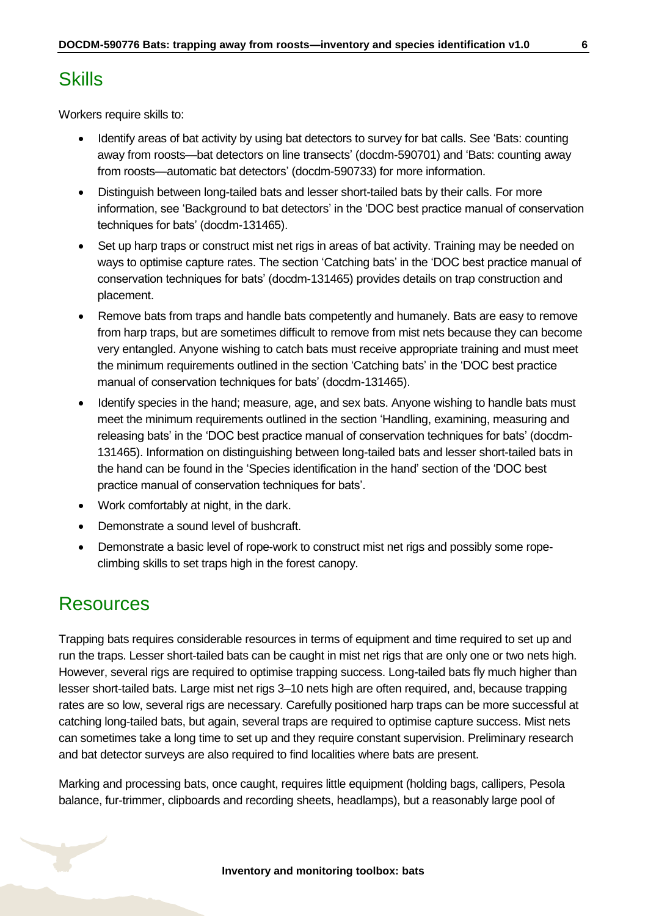## Skills

Workers require skills to:

- Identify areas of bat activity by using bat detectors to survey for bat calls. See 'Bats: counting away from roosts—bat detectors on line transects' (docdm-590701) and 'Bats: counting away from roosts—automatic bat detectors' (docdm-590733) for more information.
- Distinguish between long-tailed bats and lesser short-tailed bats by their calls. For more information, see 'Background to bat detectors' in the 'DOC best practice manual of conservation techniques for bats' (docdm-131465).
- Set up harp traps or construct mist net rigs in areas of bat activity. Training may be needed on ways to optimise capture rates. The section 'Catching bats' in the 'DOC best practice manual of conservation techniques for bats' (docdm-131465) provides details on trap construction and placement.
- Remove bats from traps and handle bats competently and humanely. Bats are easy to remove from harp traps, but are sometimes difficult to remove from mist nets because they can become very entangled. Anyone wishing to catch bats must receive appropriate training and must meet the minimum requirements outlined in the section 'Catching bats' in the 'DOC best practice manual of conservation techniques for bats' (docdm-131465).
- Identify species in the hand; measure, age, and sex bats. Anyone wishing to handle bats must meet the minimum requirements outlined in the section 'Handling, examining, measuring and releasing bats' in the 'DOC best practice manual of conservation techniques for bats' (docdm-131465). Information on distinguishing between long-tailed bats and lesser short-tailed bats in the hand can be found in the 'Species identification in the hand' section of the 'DOC best practice manual of conservation techniques for bats'.
- Work comfortably at night, in the dark.
- Demonstrate a sound level of bushcraft.
- Demonstrate a basic level of rope-work to construct mist net rigs and possibly some rope-climbing skills to set traps high in the forest canopy.

## Resources

Trapping bats requires considerable resources in terms of equipment and time required to set up and run the traps. Lesser short-tailed bats can be caught in mist net rigs that are only one or two nets high. However, several rigs are required to optimise trapping success. Long-tailed bats fly much higher than lesser short-tailed bats. Large mist net rigs 3–10 nets high are often required, and, because trapping rates are so low, several rigs are necessary. Carefully positioned harp traps can be more successful at catching long-tailed bats, but again, several traps are required to optimise capture success. Mist nets can sometimes take a long time to set up and they require constant supervision. Preliminary research and bat detector surveys are also required to find localities where bats are present.

Marking and processing bats, once caught, requires little equipment (holding bags, callipers, Pesola balance, fur-trimmer, clipboards and recording sheets, headlamps), but a reasonably large pool of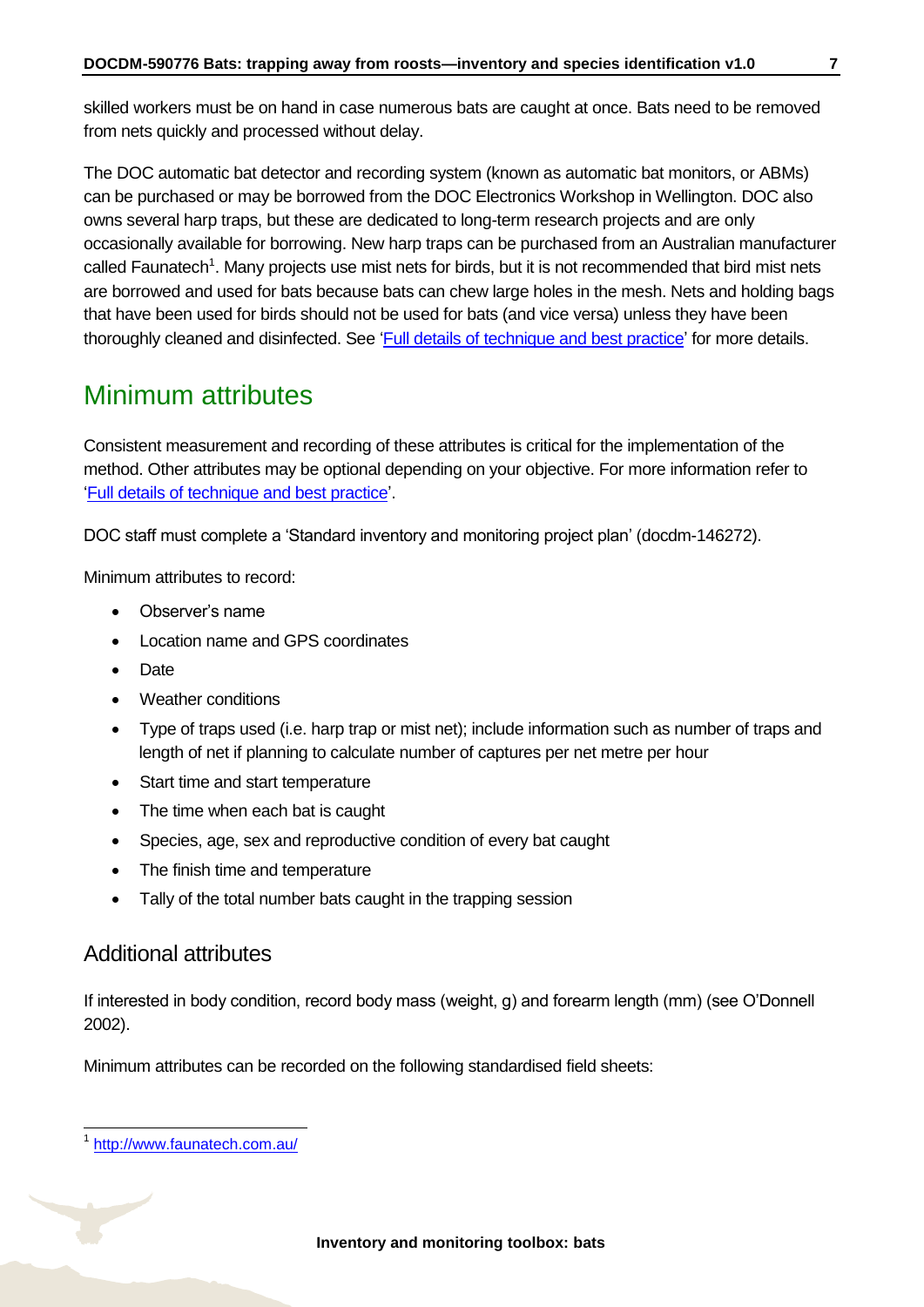skilled workers must be on hand in case numerous bats are caught at once. Bats need to be removed from nets quickly and processed without delay.

The DOC automatic bat detector and recording system (known as automatic bat monitors, or ABMs) can be purchased or may be borrowed from the DOC Electronics Workshop in Wellington. DOC also owns several harp traps, but these are dedicated to long-term research projects and are only occasionally available for borrowing. New harp traps can be purchased from an Australian manufacturer called Faunatech[1]. Many projects use mist nets for birds, but it is not recommended that bird mist nets are borrowed and used for bats because bats can chew large holes in the mesh. Nets and holding bags that have been used for birds should not be used for bats (and vice versa) unless they have been thoroughly cleaned and disinfected. See 'Full details of technique and best practice' for more details.

## Minimum attributes

Consistent measurement and recording of these attributes is critical for the implementation of the method. Other attributes may be optional depending on your objective. For more information refer to 'Full details of technique and best practice'.

DOC staff must complete a 'Standard inventory and monitoring project plan' (docdm-146272).

Minimum attributes to record:

- Observer's name
- Location name and GPS coordinates
- Date
- Weather conditions
- Type of traps used (i.e. harp trap or mist net); include information such as number of traps and length of net if planning to calculate number of captures per net metre per hour
- Start time and start temperature
- The time when each bat is caught
- Species, age, sex and reproductive condition of every bat caught
- The finish time and temperature
- Tally of the total number bats caught in the trapping session

### Additional attributes

If interested in body condition, record body mass (weight, g) and forearm length (mm) (see O'Donnell 2002).

Minimum attributes can be recorded on the following standardised field sheets:

[1] http://www.faunatech.com.au/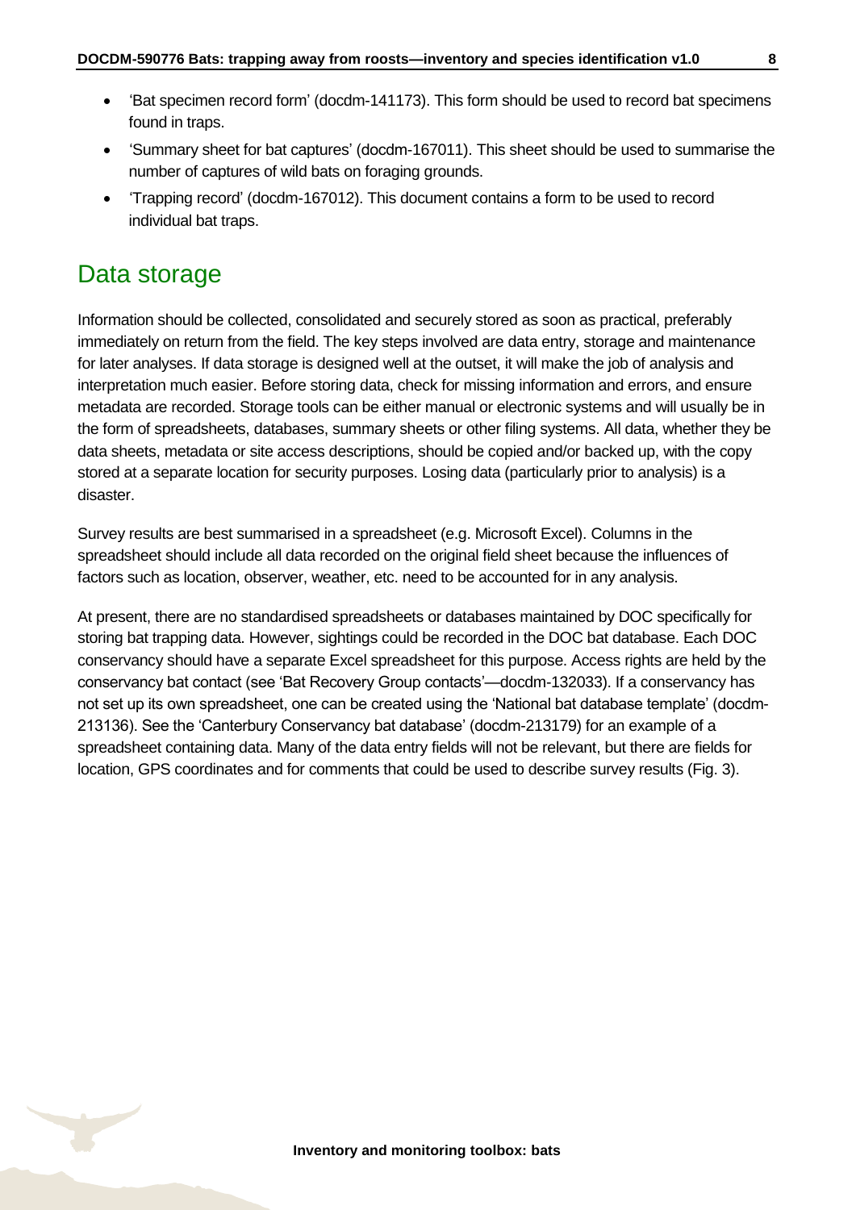- 'Bat specimen record form' (docdm-141173). This form should be used to record bat specimens found in traps.
- 'Summary sheet for bat captures' (docdm-167011). This sheet should be used to summarise the number of captures of wild bats on foraging grounds.
- 'Trapping record' (docdm-167012). This document contains a form to be used to record individual bat traps.

## Data storage

Information should be collected, consolidated and securely stored as soon as practical, preferably immediately on return from the field. The key steps involved are data entry, storage and maintenance for later analyses. If data storage is designed well at the outset, it will make the job of analysis and interpretation much easier. Before storing data, check for missing information and errors, and ensure metadata are recorded. Storage tools can be either manual or electronic systems and will usually be in the form of spreadsheets, databases, summary sheets or other filing systems. All data, whether they be data sheets, metadata or site access descriptions, should be copied and/or backed up, with the copy stored at a separate location for security purposes. Losing data (particularly prior to analysis) is a disaster.

Survey results are best summarised in a spreadsheet (e.g. Microsoft Excel). Columns in the spreadsheet should include all data recorded on the original field sheet because the influences of factors such as location, observer, weather, etc. need to be accounted for in any analysis.

At present, there are no standardised spreadsheets or databases maintained by DOC specifically for storing bat trapping data. However, sightings could be recorded in the DOC bat database. Each DOC conservancy should have a separate Excel spreadsheet for this purpose. Access rights are held by the conservancy bat contact (see 'Bat Recovery Group contacts'—docdm-132033). If a conservancy has not set up its own spreadsheet, one can be created using the 'National bat database template' (docdm-213136). See the 'Canterbury Conservancy bat database' (docdm-213179) for an example of a spreadsheet containing data. Many of the data entry fields will not be relevant, but there are fields for location, GPS coordinates and for comments that could be used to describe survey results (Fig. 3).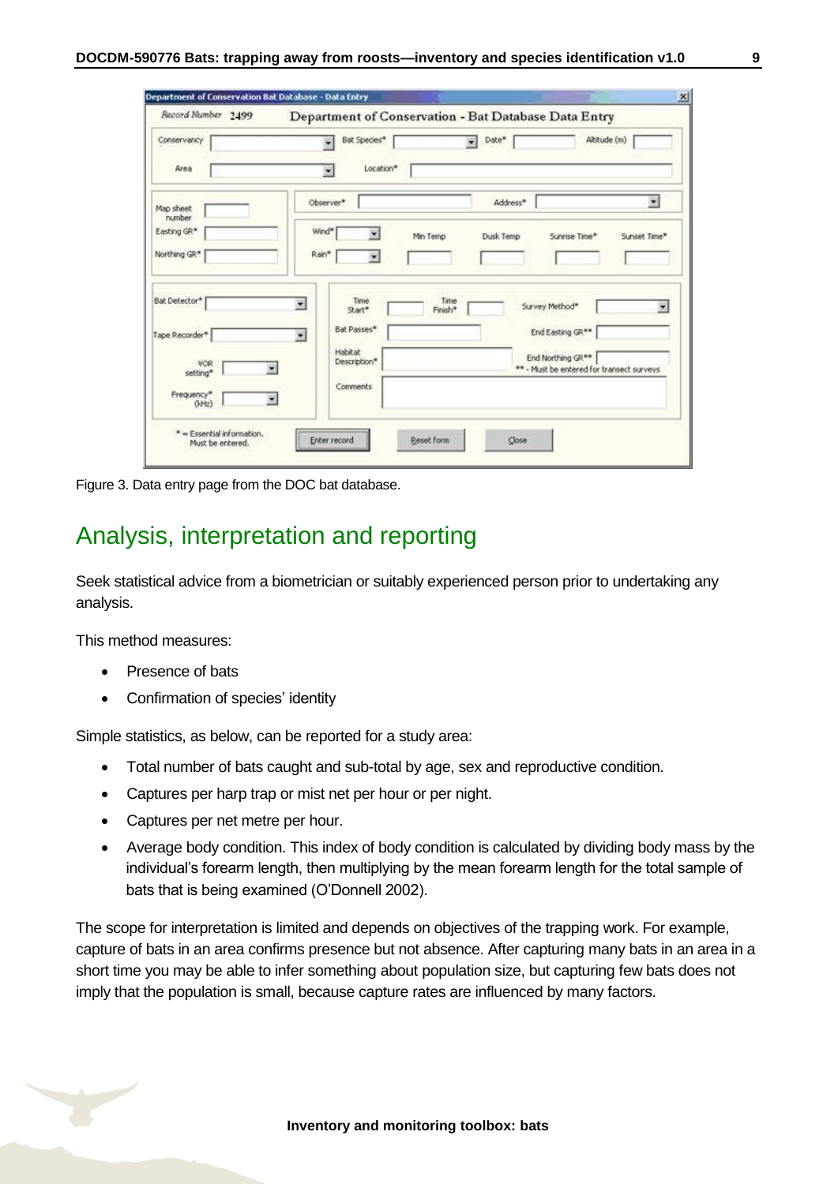Figure 3. Data entry page from the DOC bat database.

## Analysis, interpretation and reporting

Seek statistical advice from a biometrician or suitably experienced person prior to undertaking any analysis.

This method measures:

- Presence of bats
- Confirmation of species' identity

Simple statistics, as below, can be reported for a study area:

- Total number of bats caught and sub-total by age, sex and reproductive condition.
- Captures per harp trap or mist net per hour or per night.
- Captures per net metre per hour.
- Average body condition. This index of body condition is calculated by dividing body mass by the individual's forearm length, then multiplying by the mean forearm length for the total sample of bats that is being examined (O'Donnell 2002).

The scope for interpretation is limited and depends on objectives of the trapping work. For example, capture of bats in an area confirms presence but not absence. After capturing many bats in an area in a short time you may be able to infer something about population size, but capturing few bats does not imply that the population is small, because capture rates are influenced by many factors.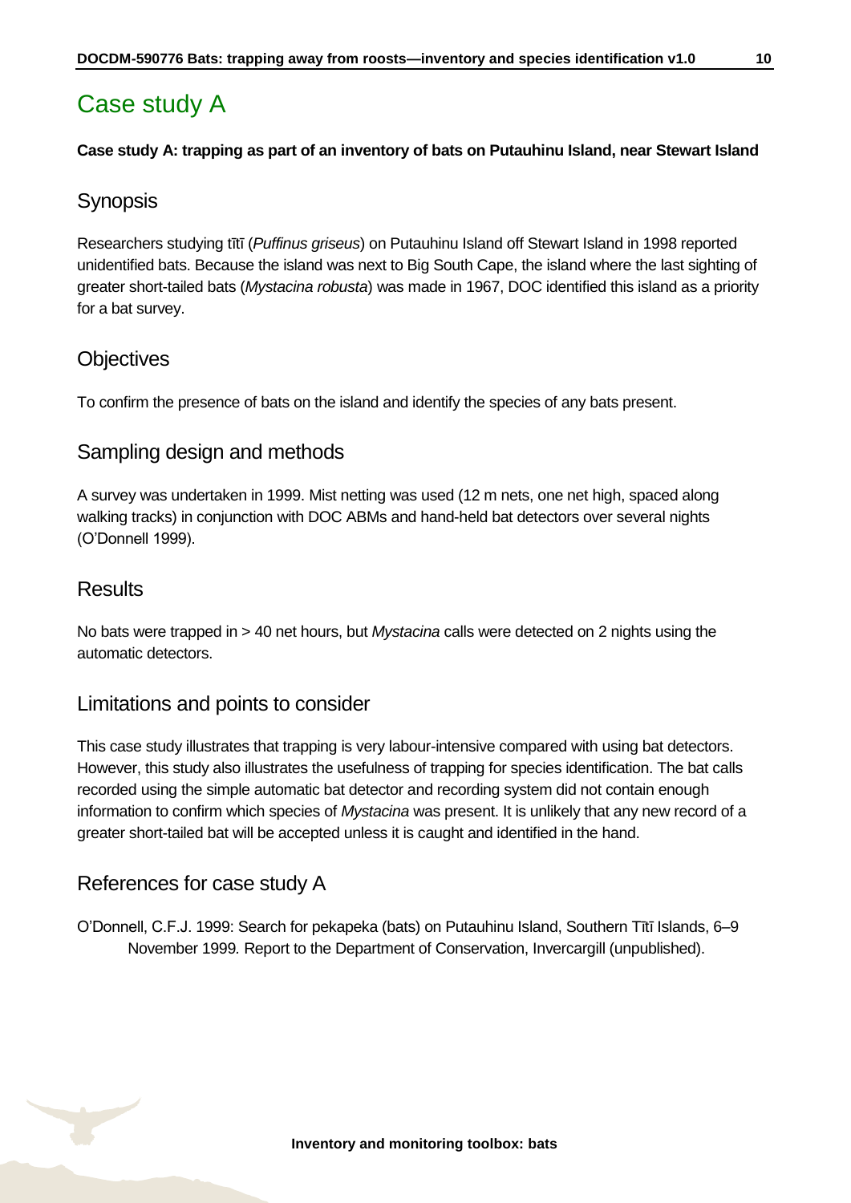# Case study A

**Case study A: trapping as part of an inventory of bats on Putauhinu Island, near Stewart Island**

## Synopsis

Researchers studying tītī (*Puffinus griseus*) on Putauhinu Island off Stewart Island in 1998 reported unidentified bats. Because the island was next to Big South Cape, the island where the last sighting of greater short-tailed bats (*Mystacina robusta*) was made in 1967, DOC identified this island as a priority for a bat survey.

## Objectives

To confirm the presence of bats on the island and identify the species of any bats present.

## Sampling design and methods

A survey was undertaken in 1999. Mist netting was used (12 m nets, one net high, spaced along walking tracks) in conjunction with DOC ABMs and hand-held bat detectors over several nights (O'Donnell 1999).

## Results

No bats were trapped in > 40 net hours, but *Mystacina* calls were detected on 2 nights using the automatic detectors.

## Limitations and points to consider

This case study illustrates that trapping is very labour-intensive compared with using bat detectors. However, this study also illustrates the usefulness of trapping for species identification. The bat calls recorded using the simple automatic bat detector and recording system did not contain enough information to confirm which species of *Mystacina* was present. It is unlikely that any new record of a greater short-tailed bat will be accepted unless it is caught and identified in the hand.

## References for case study A

O'Donnell, C.F.J. 1999: Search for pekapeka (bats) on Putauhinu Island, Southern Tītī Islands, 6–9 November 1999*.* Report to the Department of Conservation, Invercargill (unpublished).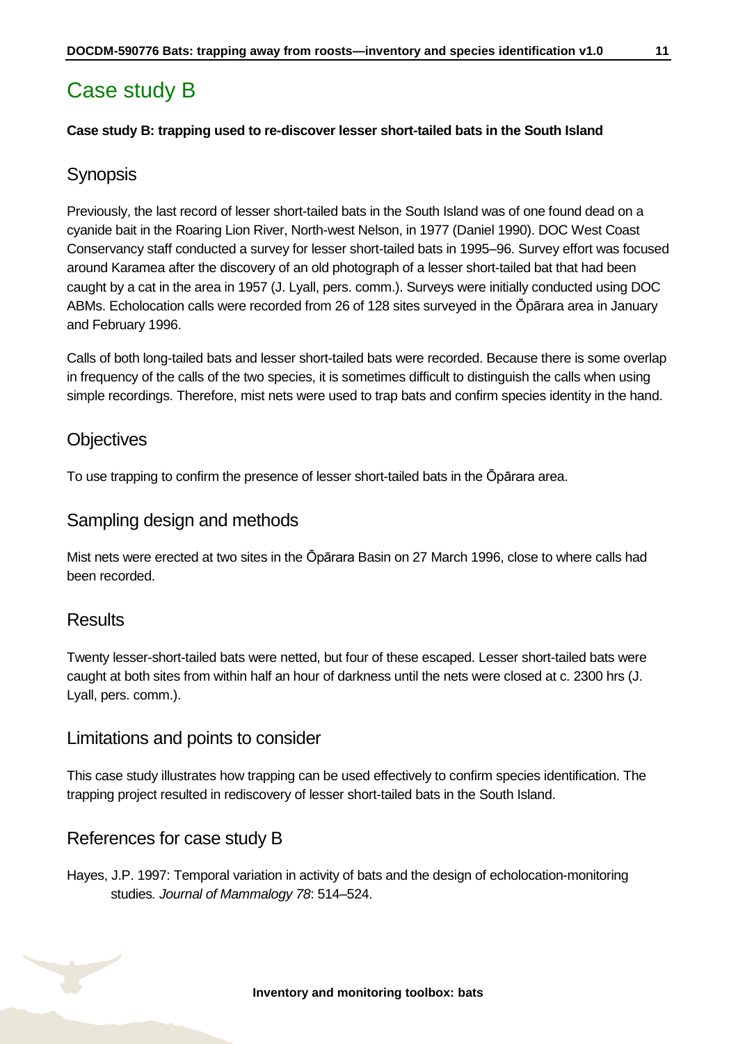# Case study B

**Case study B: trapping used to re-discover lesser short-tailed bats in the South Island**

## Synopsis

Previously, the last record of lesser short-tailed bats in the South Island was of one found dead on a cyanide bait in the Roaring Lion River, North-west Nelson, in 1977 (Daniel 1990). DOC West Coast Conservancy staff conducted a survey for lesser short-tailed bats in 1995–96. Survey effort was focused around Karamea after the discovery of an old photograph of a lesser short-tailed bat that had been caught by a cat in the area in 1957 (J. Lyall, pers. comm.). Surveys were initially conducted using DOC ABMs. Echolocation calls were recorded from 26 of 128 sites surveyed in the Ōpārara area in January and February 1996.

Calls of both long-tailed bats and lesser short-tailed bats were recorded. Because there is some overlap in frequency of the calls of the two species, it is sometimes difficult to distinguish the calls when using simple recordings. Therefore, mist nets were used to trap bats and confirm species identity in the hand.

## Objectives

To use trapping to confirm the presence of lesser short-tailed bats in the Ōpārara area.

## Sampling design and methods

Mist nets were erected at two sites in the Ōpārara Basin on 27 March 1996, close to where calls had been recorded.

## Results

Twenty lesser-short-tailed bats were netted, but four of these escaped. Lesser short-tailed bats were caught at both sites from within half an hour of darkness until the nets were closed at c. 2300 hrs (J. Lyall, pers. comm.).

## Limitations and points to consider

This case study illustrates how trapping can be used effectively to confirm species identification. The trapping project resulted in rediscovery of lesser short-tailed bats in the South Island.

## References for case study B

Hayes, J.P. 1997: Temporal variation in activity of bats and the design of echolocation-monitoring studies. *Journal of Mammalogy 78*: 514–524.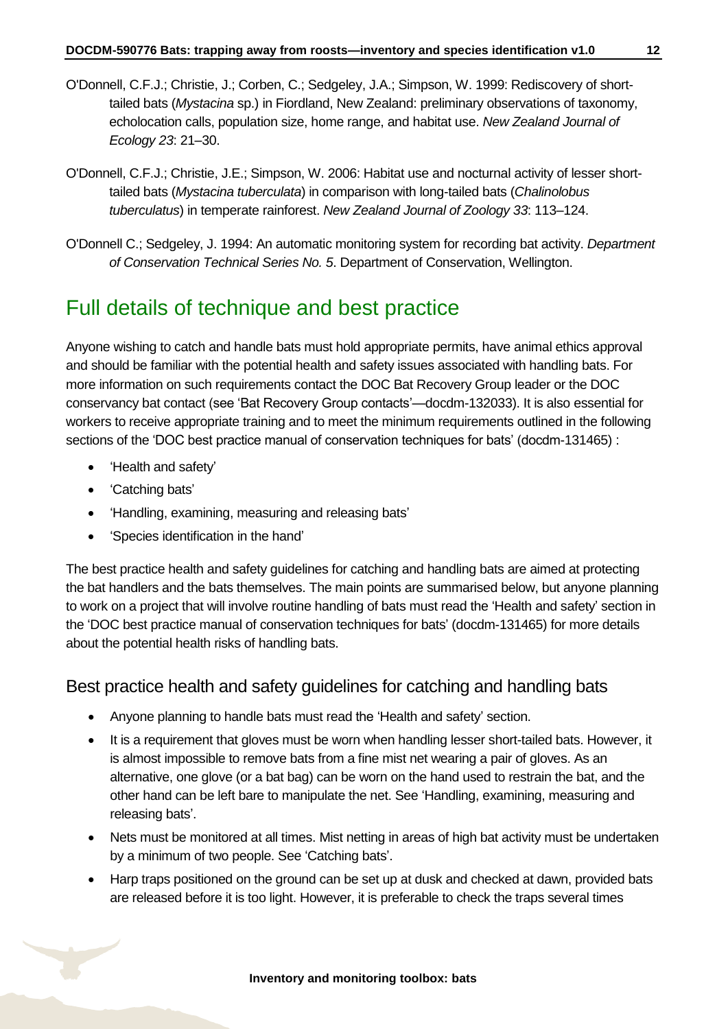O'Donnell, C.F.J.; Christie, J.; Corben, C.; Sedgeley, J.A.; Simpson, W. 1999: Rediscovery of short-tailed bats (*Mystacina* sp.) in Fiordland, New Zealand: preliminary observations of taxonomy, echolocation calls, population size, home range, and habitat use. *New Zealand Journal of Ecology 23*: 21–30.

O'Donnell, C.F.J.; Christie, J.E.; Simpson, W. 2006: Habitat use and nocturnal activity of lesser short-tailed bats (*Mystacina tuberculata*) in comparison with long-tailed bats (*Chalinolobus tuberculatus*) in temperate rainforest. *New Zealand Journal of Zoology 33*: 113–124.

O'Donnell C.; Sedgeley, J. 1994: An automatic monitoring system for recording bat activity. *Department of Conservation Technical Series No. 5*. Department of Conservation, Wellington.

# Full details of technique and best practice

Anyone wishing to catch and handle bats must hold appropriate permits, have animal ethics approval and should be familiar with the potential health and safety issues associated with handling bats. For more information on such requirements contact the DOC Bat Recovery Group leader or the DOC conservancy bat contact (see 'Bat Recovery Group contacts'—docdm-132033). It is also essential for workers to receive appropriate training and to meet the minimum requirements outlined in the following sections of the 'DOC best practice manual of conservation techniques for bats' (docdm-131465) :

- 'Health and safety'
- 'Catching bats'
- 'Handling, examining, measuring and releasing bats'
- 'Species identification in the hand'

The best practice health and safety guidelines for catching and handling bats are aimed at protecting the bat handlers and the bats themselves. The main points are summarised below, but anyone planning to work on a project that will involve routine handling of bats must read the 'Health and safety' section in the 'DOC best practice manual of conservation techniques for bats' (docdm-131465) for more details about the potential health risks of handling bats.

## Best practice health and safety guidelines for catching and handling bats

- Anyone planning to handle bats must read the 'Health and safety' section.
- It is a requirement that gloves must be worn when handling lesser short-tailed bats. However, it is almost impossible to remove bats from a fine mist net wearing a pair of gloves. As an alternative, one glove (or a bat bag) can be worn on the hand used to restrain the bat, and the other hand can be left bare to manipulate the net. See 'Handling, examining, measuring and releasing bats'.
- Nets must be monitored at all times. Mist netting in areas of high bat activity must be undertaken by a minimum of two people. See 'Catching bats'.
- Harp traps positioned on the ground can be set up at dusk and checked at dawn, provided bats are released before it is too light. However, it is preferable to check the traps several times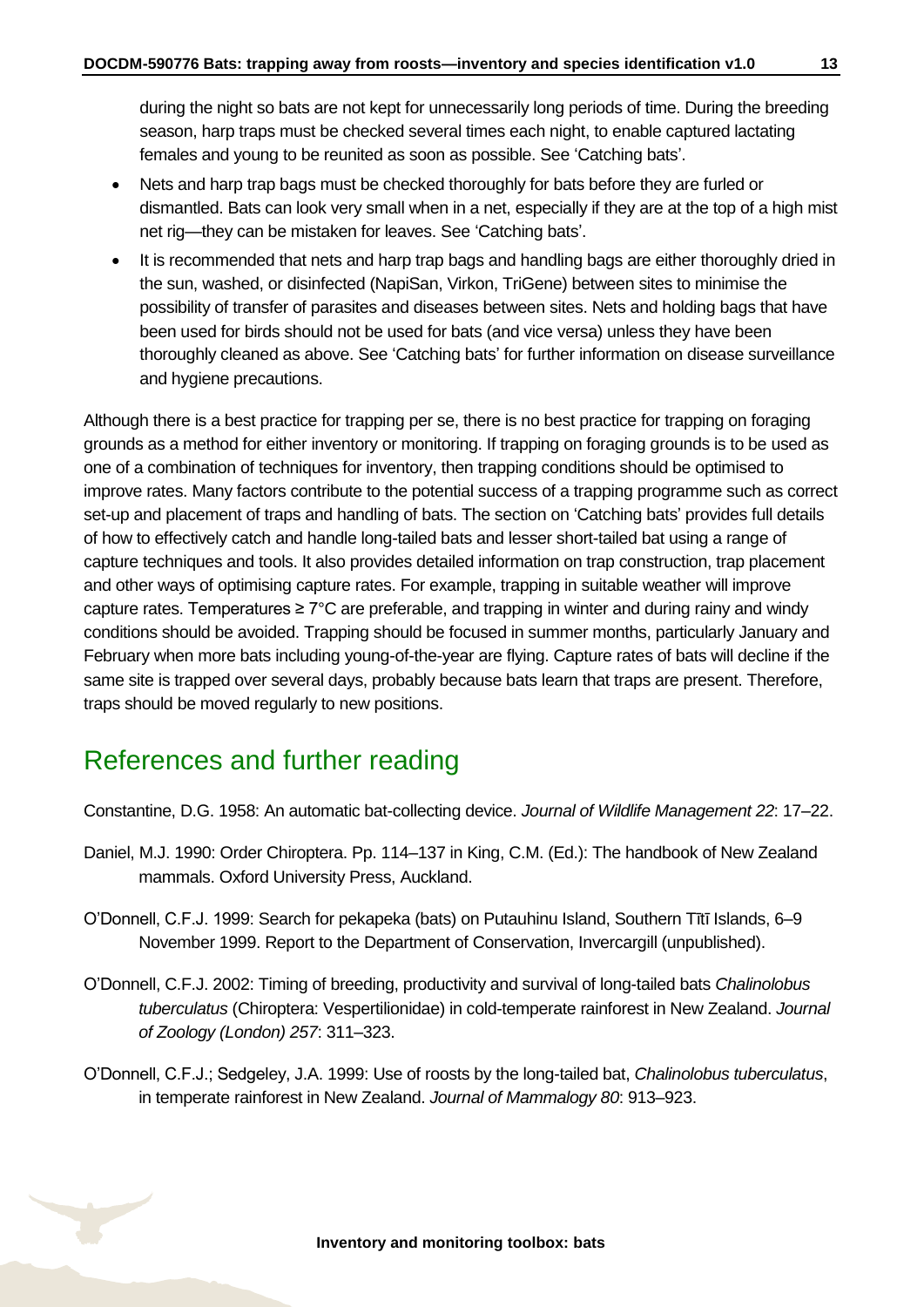during the night so bats are not kept for unnecessarily long periods of time. During the breeding season, harp traps must be checked several times each night, to enable captured lactating females and young to be reunited as soon as possible. See 'Catching bats'.

- Nets and harp trap bags must be checked thoroughly for bats before they are furled or dismantled. Bats can look very small when in a net, especially if they are at the top of a high mist net rig—they can be mistaken for leaves. See 'Catching bats'.
- It is recommended that nets and harp trap bags and handling bags are either thoroughly dried in the sun, washed, or disinfected (NapiSan, Virkon, TriGene) between sites to minimise the possibility of transfer of parasites and diseases between sites. Nets and holding bags that have been used for birds should not be used for bats (and vice versa) unless they have been thoroughly cleaned as above. See 'Catching bats' for further information on disease surveillance and hygiene precautions.

Although there is a best practice for trapping per se, there is no best practice for trapping on foraging grounds as a method for either inventory or monitoring. If trapping on foraging grounds is to be used as one of a combination of techniques for inventory, then trapping conditions should be optimised to improve rates. Many factors contribute to the potential success of a trapping programme such as correct set-up and placement of traps and handling of bats. The section on 'Catching bats' provides full details of how to effectively catch and handle long-tailed bats and lesser short-tailed bat using a range of capture techniques and tools. It also provides detailed information on trap construction, trap placement and other ways of optimising capture rates. For example, trapping in suitable weather will improve capture rates. Temperatures ≥ 7°C are preferable, and trapping in winter and during rainy and windy conditions should be avoided. Trapping should be focused in summer months, particularly January and February when more bats including young-of-the-year are flying. Capture rates of bats will decline if the same site is trapped over several days, probably because bats learn that traps are present. Therefore, traps should be moved regularly to new positions.

## References and further reading

Constantine, D.G. 1958: An automatic bat-collecting device. *Journal of Wildlife Management 22*: 17–22.

Daniel, M.J. 1990: Order Chiroptera. Pp. 114–137 in King, C.M. (Ed.): The handbook of New Zealand mammals. Oxford University Press, Auckland.

O'Donnell, C.F.J. 1999: Search for pekapeka (bats) on Putauhinu Island, Southern Tītī Islands, 6–9 November 1999. Report to the Department of Conservation, Invercargill (unpublished).

O'Donnell, C.F.J. 2002: Timing of breeding, productivity and survival of long-tailed bats *Chalinolobus tuberculatus* (Chiroptera: Vespertilionidae) in cold-temperate rainforest in New Zealand. *Journal of Zoology (London) 257*: 311–323.

O'Donnell, C.F.J.; Sedgeley, J.A. 1999: Use of roosts by the long-tailed bat, *Chalinolobus tuberculatus*, in temperate rainforest in New Zealand. *Journal of Mammalogy 80*: 913–923.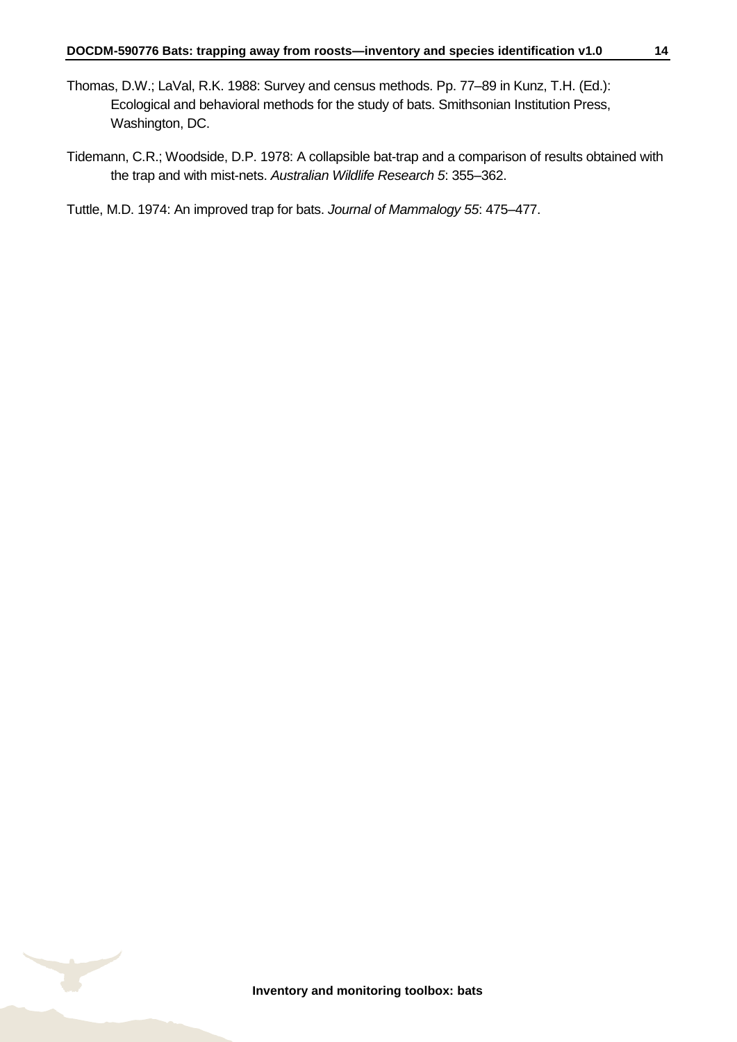Thomas, D.W.; LaVal, R.K. 1988: Survey and census methods. Pp. 77–89 in Kunz, T.H. (Ed.): Ecological and behavioral methods for the study of bats. Smithsonian Institution Press, Washington, DC.

Tidemann, C.R.; Woodside, D.P. 1978: A collapsible bat-trap and a comparison of results obtained with the trap and with mist-nets. *Australian Wildlife Research 5*: 355–362.

Tuttle, M.D. 1974: An improved trap for bats. *Journal of Mammalogy 55*: 475–477.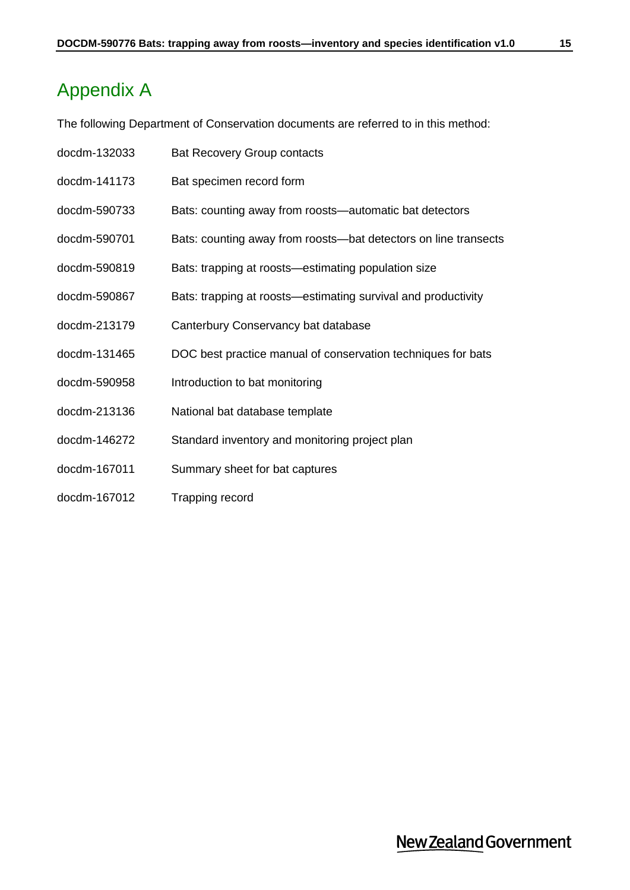# Appendix A

The following Department of Conservation documents are referred to in this method:

| | |
|---|---|
| docdm-132033 | Bat Recovery Group contacts |
| docdm-141173 | Bat specimen record form |
| docdm-590733 | Bats: counting away from roosts—automatic bat detectors |
| docdm-590701 | Bats: counting away from roosts—bat detectors on line transects |
| docdm-590819 | Bats: trapping at roosts—estimating population size |
| docdm-590867 | Bats: trapping at roosts—estimating survival and productivity |
| docdm-213179 | Canterbury Conservancy bat database |
| docdm-131465 | DOC best practice manual of conservation techniques for bats |
| docdm-590958 | Introduction to bat monitoring |
| docdm-213136 | National bat database template |
| docdm-146272 | Standard inventory and monitoring project plan |
| docdm-167011 | Summary sheet for bat captures |
| docdm-167012 | Trapping record |